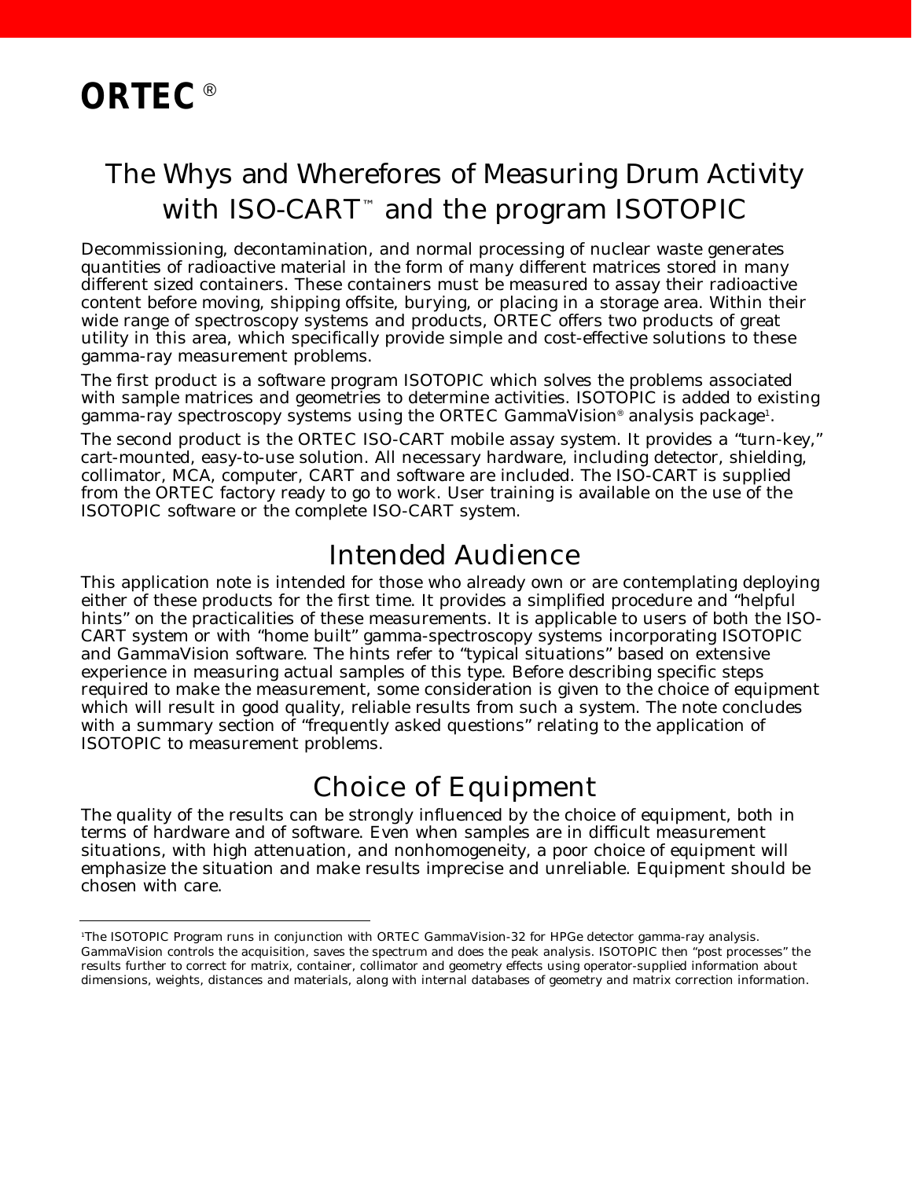**ORTEC** ®

# The Whys and Wherefores of Measuring Drum Activity with ISO-CART™ and the program ISOTOPIC

Decommissioning, decontamination, and normal processing of nuclear waste generates quantities of radioactive material in the form of many different matrices stored in many different sized containers. These containers must be measured to assay their radioactive content before moving, shipping offsite, burying, or placing in a storage area. Within their wide range of spectroscopy systems and products, ORTEC offers two products of great utility in this area, which specifically provide simple and cost-effective solutions to these gamma-ray measurement problems.

The first product is a software program ISOTOPIC which solves the problems associated with sample matrices and geometries to determine activities. ISOTOPIC is added to existing gamma-ray spectroscopy systems using the ORTEC GammaVision® analysis package[1].

The second product is the ORTEC ISO-CART mobile assay system. It provides a "turn-key," cart-mounted, easy-to-use solution. All necessary hardware, including detector, shielding, collimator, MCA, computer, CART and software are included. The ISO-CART is supplied from the ORTEC factory ready to go to work. User training is available on the use of the ISOTOPIC software or the complete ISO-CART system.

## Intended Audience

This application note is intended for those who already own or are contemplating deploying either of these products for the first time. It provides a simplified procedure and "helpful hints" on the practicalities of these measurements. It is applicable to users of both the ISO-CART system or with "home built" gamma-spectroscopy systems incorporating ISOTOPIC and GammaVision software. The hints refer to "typical situations" based on extensive experience in measuring actual samples of this type. Before describing specific steps required to make the measurement, some consideration is given to the choice of equipment which will result in good quality, reliable results from such a system. The note concludes with a summary section of "frequently asked questions" relating to the application of ISOTOPIC to measurement problems.

## Choice of Equipment

The quality of the results can be strongly influenced by the choice of equipment, both in terms of hardware and of software. Even when samples are in difficult measurement situations, with high attenuation, and nonhomogeneity, a poor choice of equipment will emphasize the situation and make results imprecise and unreliable. Equipment should be chosen with care.

---

[1]The ISOTOPIC Program runs in conjunction with ORTEC GammaVision-32 for HPGe detector gamma-ray analysis. GammaVision controls the acquisition, saves the spectrum and does the peak analysis. ISOTOPIC then "post processes" the results further to correct for matrix, container, collimator and geometry effects using operator-supplied information about dimensions, weights, distances and materials, along with internal databases of geometry and matrix correction information.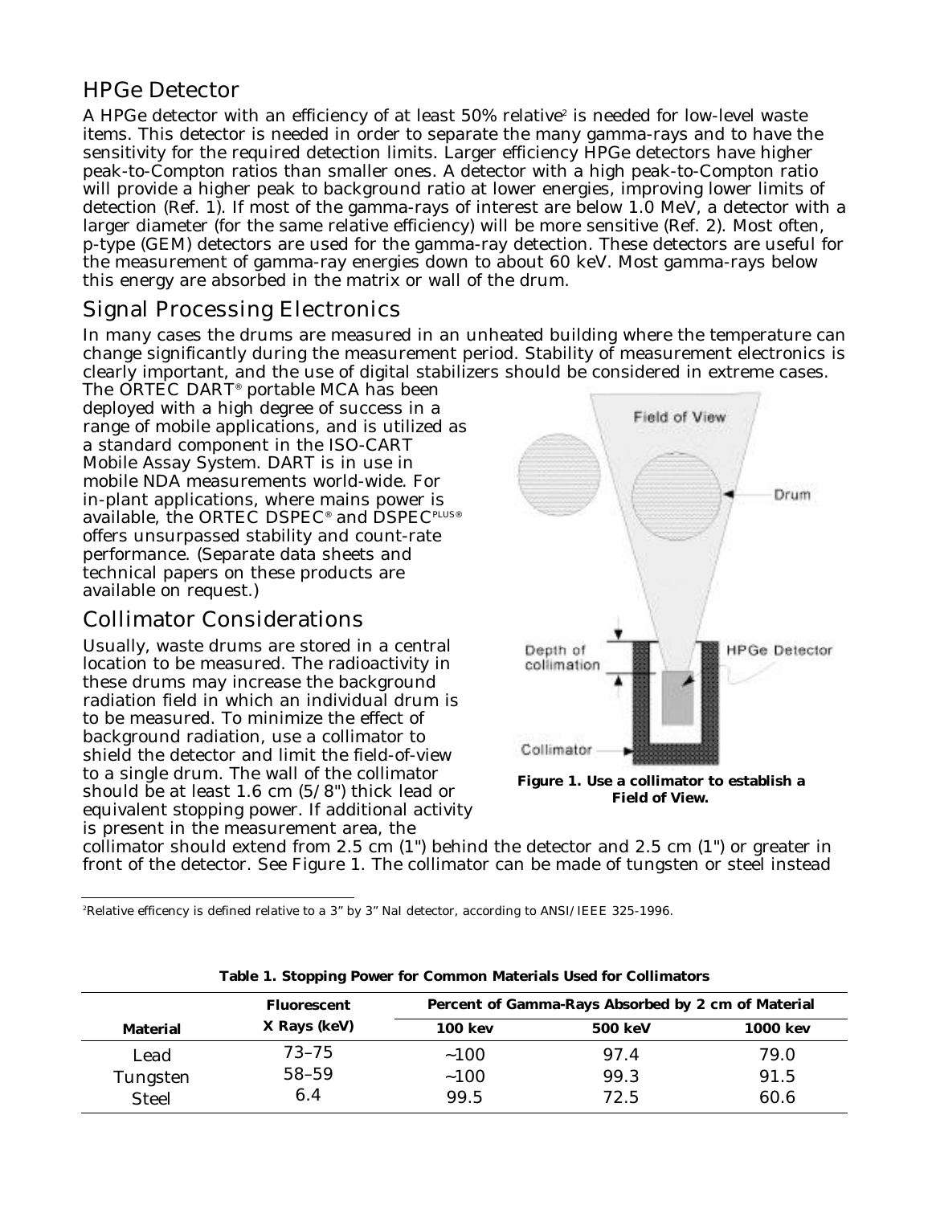## HPGe Detector

A HPGe detector with an efficiency of at least 50% relative[2] is needed for low-level waste items. This detector is needed in order to separate the many gamma-rays and to have the sensitivity for the required detection limits. Larger efficiency HPGe detectors have higher peak-to-Compton ratios than smaller ones. A detector with a high peak-to-Compton ratio will provide a higher peak to background ratio at lower energies, improving lower limits of detection (Ref. 1). If most of the gamma-rays of interest are below 1.0 MeV, a detector with a larger diameter (for the same relative efficiency) will be more sensitive (Ref. 2). Most often, p-type (GEM) detectors are used for the gamma-ray detection. These detectors are useful for the measurement of gamma-ray energies down to about 60 keV. Most gamma-rays below this energy are absorbed in the matrix or wall of the drum.

## Signal Processing Electronics

In many cases the drums are measured in an unheated building where the temperature can change significantly during the measurement period. Stability of measurement electronics is clearly important, and the use of digital stabilizers should be considered in extreme cases. The ORTEC DART® portable MCA has been deployed with a high degree of success in a range of mobile applications, and is utilized as a standard component in the ISO-CART Mobile Assay System. DART is in use in mobile NDA measurements world-wide. For in-plant applications, where mains power is available, the ORTEC DSPEC® and DSPEC PLUS® offers unsurpassed stability and count-rate performance. (Separate data sheets and technical papers on these products are available on request.)

## Collimator Considerations

Usually, waste drums are stored in a central location to be measured. The radioactivity in these drums may increase the background radiation field in which an individual drum is to be measured. To minimize the effect of background radiation, use a collimator to shield the detector and limit the field-of-view to a single drum. The wall of the collimator should be at least 1.6 cm (5/8") thick lead or equivalent stopping power. If additional activity is present in the measurement area, the collimator should extend from 2.5 cm (1") behind the detector and 2.5 cm (1") or greater in front of the detector. See Figure 1. The collimator can be made of tungsten or steel instead

**Figure 1. Use a collimator to establish a Field of View.**

[2]Relative efficency is defined relative to a 3" by 3" NaI detector, according to ANSI/IEEE 325-1996.

**Table 1. Stopping Power for Common Materials Used for Collimators**

| Material | Fluorescent X Rays (keV) | Percent of Gamma-Rays Absorbed by 2 cm of Material | | |
|---|---|---|---|---|
| | | 100 kev | 500 keV | 1000 kev |
| Lead | 73–75 | ~100 | 97.4 | 79.0 |
| Tungsten | 58–59 | ~100 | 99.3 | 91.5 |
| Steel | 6.4 | 99.5 | 72.5 | 60.6 |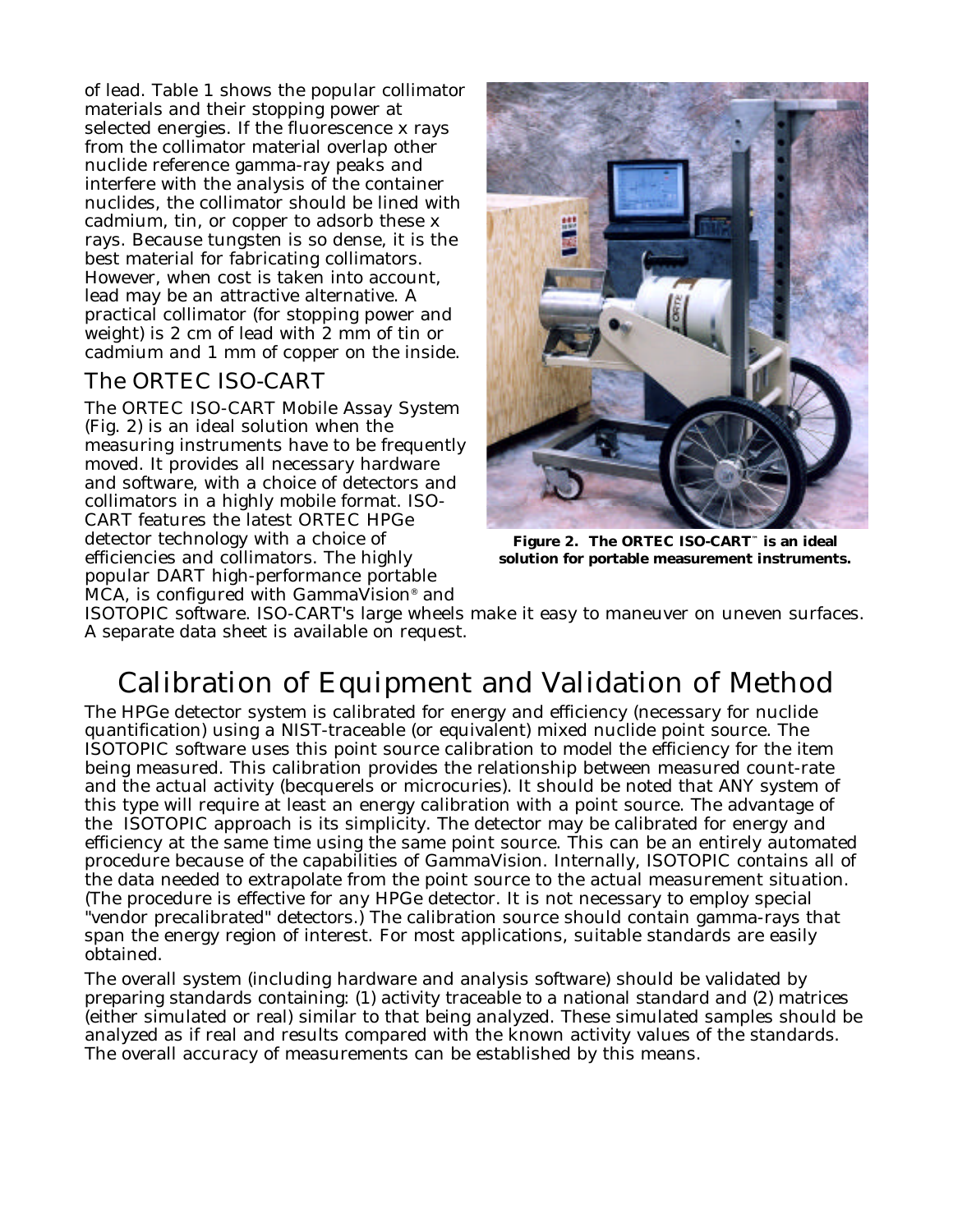of lead. Table 1 shows the popular collimator materials and their stopping power at selected energies. If the fluorescence x rays from the collimator material overlap other nuclide reference gamma-ray peaks and interfere with the analysis of the container nuclides, the collimator should be lined with cadmium, tin, or copper to adsorb these x rays. Because tungsten is so dense, it is the best material for fabricating collimators. However, when cost is taken into account, lead may be an attractive alternative. A practical collimator (for stopping power and weight) is 2 cm of lead with 2 mm of tin or cadmium and 1 mm of copper on the inside.

## The ORTEC ISO-CART

The ORTEC ISO-CART Mobile Assay System (Fig. 2) is an ideal solution when the measuring instruments have to be frequently moved. It provides all necessary hardware and software, with a choice of detectors and collimators in a highly mobile format. ISO-CART features the latest ORTEC HPGe detector technology with a choice of efficiencies and collimators. The highly popular DART high-performance portable MCA, is configured with GammaVision® and ISOTOPIC software. ISO-CART's large wheels make it easy to maneuver on uneven surfaces. A separate data sheet is available on request.

**Figure 2. The ORTEC ISO-CART™ is an ideal solution for portable measurement instruments.**

# Calibration of Equipment and Validation of Method

The HPGe detector system is calibrated for energy and efficiency (necessary for nuclide quantification) using a NIST-traceable (or equivalent) mixed nuclide point source. The ISOTOPIC software uses this point source calibration to model the efficiency for the item being measured. This calibration provides the relationship between measured count-rate and the actual activity (becquerels or microcuries). It should be noted that ANY system of this type will require at least an energy calibration with a point source. The advantage of the ISOTOPIC approach is its simplicity. The detector may be calibrated for energy and efficiency at the same time using the same point source. This can be an entirely automated procedure because of the capabilities of GammaVision. Internally, ISOTOPIC contains all of the data needed to extrapolate from the point source to the actual measurement situation. (The procedure is effective for any HPGe detector. It is not necessary to employ special "vendor precalibrated" detectors.) The calibration source should contain gamma-rays that span the energy region of interest. For most applications, suitable standards are easily obtained.

The overall system (including hardware and analysis software) should be validated by preparing standards containing: (1) activity traceable to a national standard and (2) matrices (either simulated or real) similar to that being analyzed. These simulated samples should be analyzed as if real and results compared with the known activity values of the standards. The overall accuracy of measurements can be established by this means.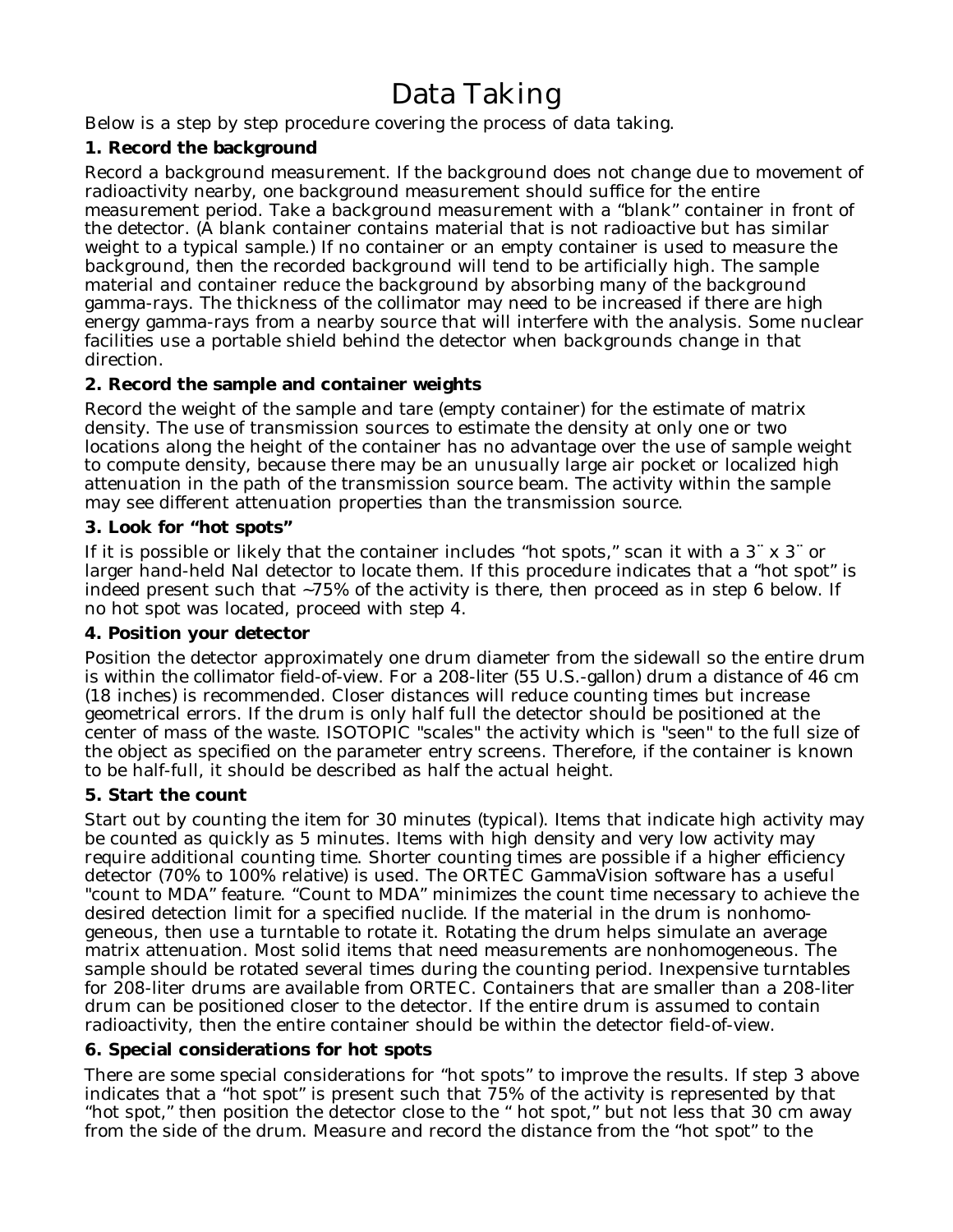# Data Taking

Below is a step by step procedure covering the process of data taking.

### 1. Record the background

Record a background measurement. If the background does not change due to movement of radioactivity nearby, one background measurement should suffice for the entire measurement period. Take a background measurement with a "blank" container in front of the detector. (A blank container contains material that is not radioactive but has similar weight to a typical sample.) If no container or an empty container is used to measure the background, then the recorded background will tend to be artificially high. The sample material and container reduce the background by absorbing many of the background gamma-rays. The thickness of the collimator may need to be increased if there are high energy gamma-rays from a nearby source that will interfere with the analysis. Some nuclear facilities use a portable shield behind the detector when backgrounds change in that direction.

### 2. Record the sample and container weights

Record the weight of the sample and tare (empty container) for the estimate of matrix density. The use of transmission sources to estimate the density at only one or two locations along the height of the container has no advantage over the use of sample weight to compute density, because there may be an unusually large air pocket or localized high attenuation in the path of the transmission source beam. The activity within the sample may see different attenuation properties than the transmission source.

### 3. Look for "hot spots"

If it is possible or likely that the container includes "hot spots," scan it with a 3¨ x 3¨ or larger hand-held NaI detector to locate them. If this procedure indicates that a "hot spot" is indeed present such that ~75% of the activity is there, then proceed as in step 6 below. If no hot spot was located, proceed with step 4.

### 4. Position your detector

Position the detector approximately one drum diameter from the sidewall so the entire drum is within the collimator field-of-view. For a 208-liter (55 U.S.-gallon) drum a distance of 46 cm (18 inches) is recommended. Closer distances will reduce counting times but increase geometrical errors. If the drum is only half full the detector should be positioned at the center of mass of the waste. ISOTOPIC "scales" the activity which is "seen" to the full size of the object as specified on the parameter entry screens. Therefore, if the container is known to be half-full, it should be described as half the actual height.

### 5. Start the count

Start out by counting the item for 30 minutes (typical). Items that indicate high activity may be counted as quickly as 5 minutes. Items with high density and very low activity may require additional counting time. Shorter counting times are possible if a higher efficiency detector (70% to 100% relative) is used. The ORTEC GammaVision software has a useful "count to MDA" feature. "Count to MDA" minimizes the count time necessary to achieve the desired detection limit for a specified nuclide. If the material in the drum is nonhomogeneous, then use a turntable to rotate it. Rotating the drum helps simulate an average matrix attenuation. Most solid items that need measurements are nonhomogeneous. The sample should be rotated several times during the counting period. Inexpensive turntables for 208-liter drums are available from ORTEC. Containers that are smaller than a 208-liter drum can be positioned closer to the detector. If the entire drum is assumed to contain radioactivity, then the entire container should be within the detector field-of-view.

### 6. Special considerations for hot spots

There are some special considerations for "hot spots" to improve the results. If step 3 above indicates that a "hot spot" is present such that 75% of the activity is represented by that "hot spot," then position the detector close to the " hot spot," but not less that 30 cm away from the side of the drum. Measure and record the distance from the "hot spot" to the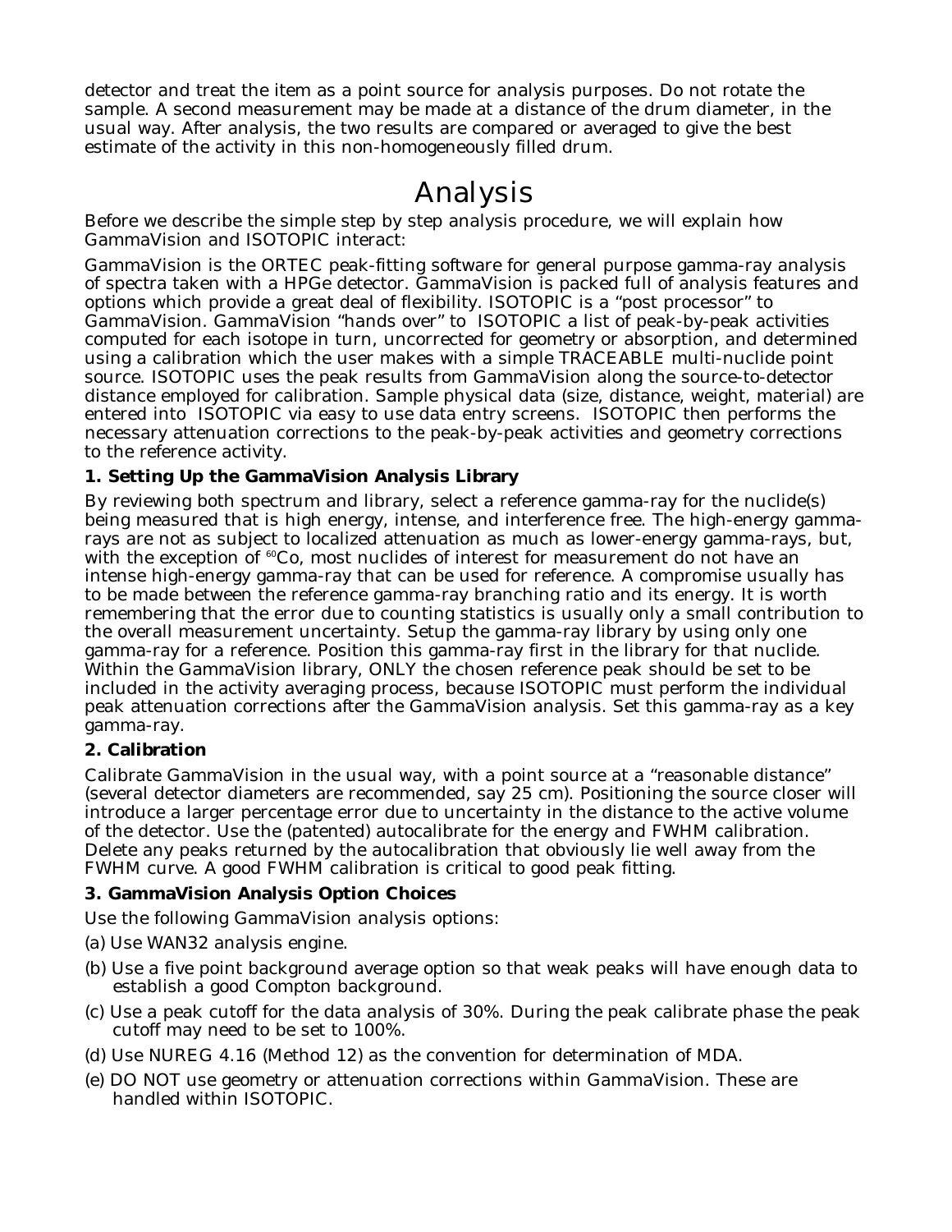detector and treat the item as a point source for analysis purposes. Do not rotate the sample. A second measurement may be made at a distance of the drum diameter, in the usual way. After analysis, the two results are compared or averaged to give the best estimate of the activity in this non-homogeneously filled drum.

# Analysis

Before we describe the simple step by step analysis procedure, we will explain how GammaVision and ISOTOPIC interact:

GammaVision is the ORTEC peak-fitting software for general purpose gamma-ray analysis of spectra taken with a HPGe detector. GammaVision is packed full of analysis features and options which provide a great deal of flexibility. ISOTOPIC is a "post processor" to GammaVision. GammaVision "hands over" to ISOTOPIC a list of peak-by-peak activities computed for each isotope in turn, uncorrected for geometry or absorption, and determined using a calibration which the user makes with a simple TRACEABLE multi-nuclide point source. ISOTOPIC uses the peak results from GammaVision along the source-to-detector distance employed for calibration. Sample physical data (size, distance, weight, material) are entered into ISOTOPIC via easy to use data entry screens. ISOTOPIC then performs the necessary attenuation corrections to the peak-by-peak activities and geometry corrections to the reference activity.

**1. Setting Up the GammaVision Analysis Library**

By reviewing both spectrum and library, select a reference gamma-ray for the nuclide(s) being measured that is high energy, intense, and interference free. The high-energy gamma-rays are not as subject to localized attenuation as much as lower-energy gamma-rays, but, with the exception of $^{60}$Co, most nuclides of interest for measurement do not have an intense high-energy gamma-ray that can be used for reference. A compromise usually has to be made between the reference gamma-ray branching ratio and its energy. It is worth remembering that the error due to counting statistics is usually only a small contribution to the overall measurement uncertainty. Setup the gamma-ray library by using only one gamma-ray for a reference. Position this gamma-ray first in the library for that nuclide. Within the GammaVision library, ONLY the chosen reference peak should be set to be included in the activity averaging process, because ISOTOPIC must perform the individual peak attenuation corrections after the GammaVision analysis. Set this gamma-ray as a key gamma-ray.

**2. Calibration**

Calibrate GammaVision in the usual way, with a point source at a "reasonable distance" (several detector diameters are recommended, say 25 cm). Positioning the source closer will introduce a larger percentage error due to uncertainty in the distance to the active volume of the detector. Use the (patented) autocalibrate for the energy and FWHM calibration. Delete any peaks returned by the autocalibration that obviously lie well away from the FWHM curve. A good FWHM calibration is critical to good peak fitting.

**3. GammaVision Analysis Option Choices**

Use the following GammaVision analysis options:

(a) Use WAN32 analysis engine.

(b) Use a five point background average option so that weak peaks will have enough data to establish a good Compton background.

(c) Use a peak cutoff for the data analysis of 30%. During the peak calibrate phase the peak cutoff may need to be set to 100%.

(d) Use NUREG 4.16 (Method 12) as the convention for determination of MDA.

(e) DO NOT use geometry or attenuation corrections within GammaVision. These are handled within ISOTOPIC.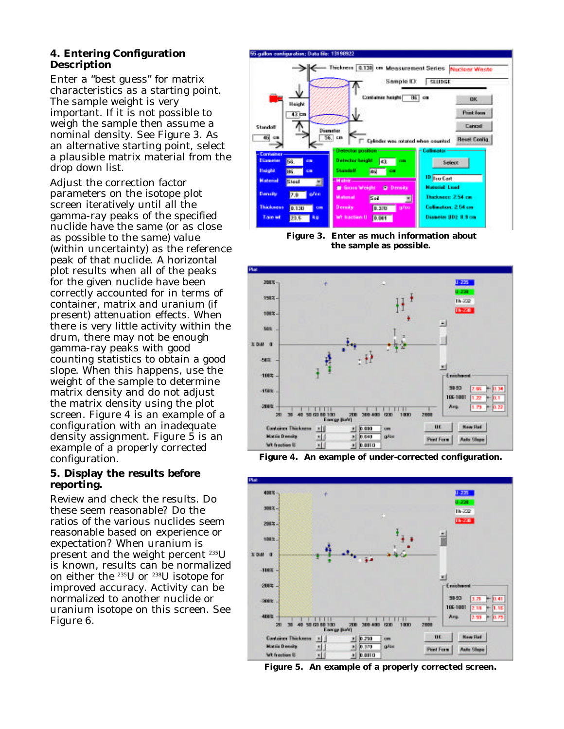## 4. Entering Configuration Description

Enter a "best guess" for matrix characteristics as a starting point. The sample weight is very important. If it is not possible to weigh the sample then assume a nominal density. See Figure 3. As an alternative starting point, select a plausible matrix material from the drop down list.

Adjust the correction factor parameters on the isotope plot screen iteratively until all the gamma-ray peaks of the specified nuclide have the same (or as close as possible to the same) value (within uncertainty) as the reference peak of that nuclide. A horizontal plot results when all of the peaks for the given nuclide have been correctly accounted for in terms of container, matrix and uranium (if present) attenuation effects. When there is very little activity within the drum, there may not be enough gamma-ray peaks with good counting statistics to obtain a good slope. When this happens, use the weight of the sample to determine matrix density and do not adjust the matrix density using the plot screen. Figure 4 is an example of a configuration with an inadequate density assignment. Figure 5 is an example of a properly corrected configuration.

## 5. Display the results before reporting.

Review and check the results. Do these seem reasonable? Do the ratios of the various nuclides seem reasonable based on experience or expectation? When uranium is present and the weight percent $^{235}$U is known, results can be normalized on either the $^{235}$U or $^{238}$U isotope for improved accuracy. Activity can be normalized to another nuclide or uranium isotope on this screen. See Figure 6.

**Figure 3. Enter as much information about the sample as possible.**

**Figure 4. An example of under-corrected configuration.**

**Figure 5. An example of a properly corrected screen.**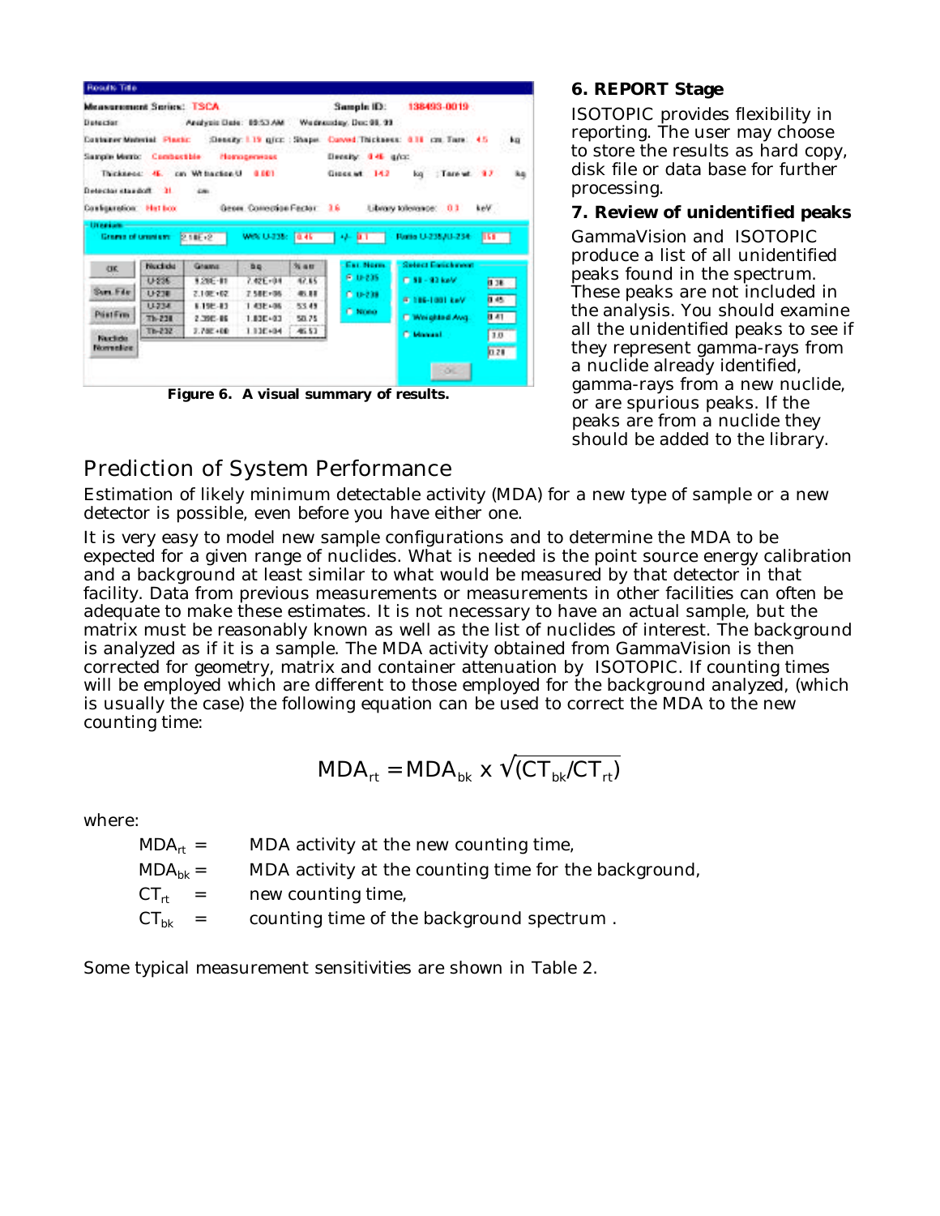Figure 6. A visual summary of results.

**6. REPORT Stage**

ISOTOPIC provides flexibility in reporting. The user may choose to store the results as hard copy, disk file or data base for further processing.

**7. Review of unidentified peaks**

GammaVision and ISOTOPIC produce a list of all unidentified peaks found in the spectrum. These peaks are not included in the analysis. You should examine all the unidentified peaks to see if they represent gamma-rays from a nuclide already identified, gamma-rays from a new nuclide, or are spurious peaks. If the peaks are from a nuclide they should be added to the library.

## Prediction of System Performance

Estimation of likely minimum detectable activity (MDA) for a new type of sample or a new detector is possible, even before you have either one.

It is very easy to model new sample configurations and to determine the MDA to be expected for a given range of nuclides. What is needed is the point source energy calibration and a background at least similar to what would be measured by that detector in that facility. Data from previous measurements or measurements in other facilities can often be adequate to make these estimates. It is not necessary to have an actual sample, but the matrix must be reasonably known as well as the list of nuclides of interest. The background is analyzed as if it is a sample. The MDA activity obtained from GammaVision is then corrected for geometry, matrix and container attenuation by ISOTOPIC. If counting times will be employed which are different to those employed for the background analyzed, (which is usually the case) the following equation can be used to correct the MDA to the new counting time:

$$MDA_{rt} = MDA_{bk} \times \sqrt{(CT_{bk}/CT_{rt})}$$

where:

$MDA_{rt}$ = MDA activity at the new counting time,

$MDA_{bk}$ = MDA activity at the counting time for the background,

$CT_{rt}$ = new counting time,

$CT_{bk}$ = counting time of the background spectrum .

Some typical measurement sensitivities are shown in Table 2.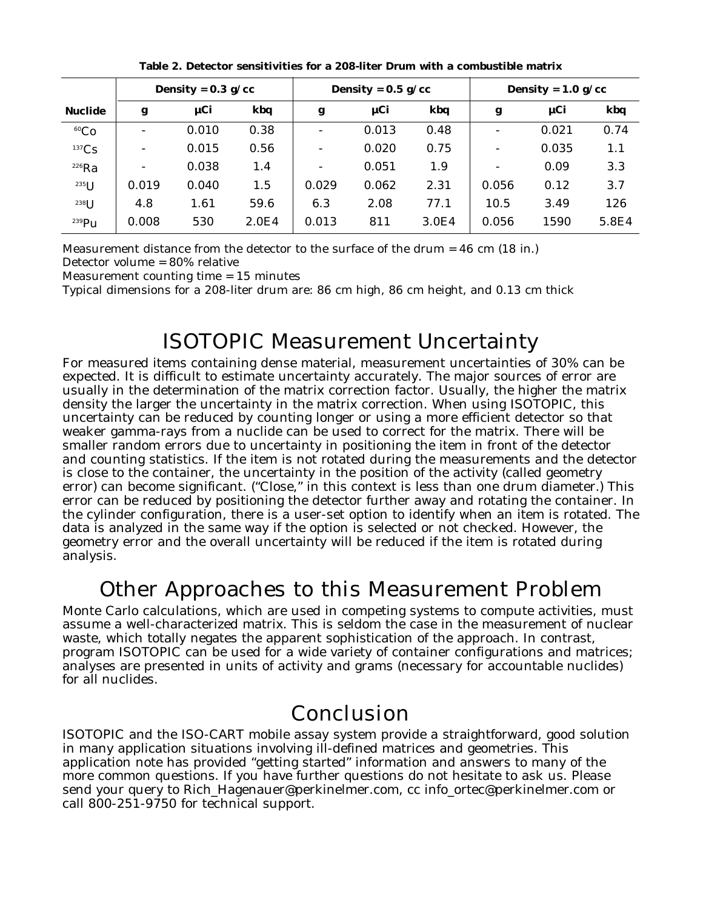**Table 2. Detector sensitivities for a 208-liter Drum with a combustible matrix**

| | Density = 0.3 g/cc | | | Density = 0.5 g/cc | | | Density = 1.0 g/cc | | |
|---|---|---|---|---|---|---|---|---|---|
| **Nuclide** | **g** | **µCi** | **kbq** | **g** | **µCi** | **kbq** | **g** | **µCi** | **kbq** |
| $^{60}$Co | - | 0.010 | 0.38 | - | 0.013 | 0.48 | - | 0.021 | 0.74 |
| $^{137}$Cs | - | 0.015 | 0.56 | - | 0.020 | 0.75 | - | 0.035 | 1.1 |
| $^{226}$Ra | - | 0.038 | 1.4 | - | 0.051 | 1.9 | - | 0.09 | 3.3 |
| $^{235}$U | 0.019 | 0.040 | 1.5 | 0.029 | 0.062 | 2.31 | 0.056 | 0.12 | 3.7 |
| $^{238}$U | 4.8 | 1.61 | 59.6 | 6.3 | 2.08 | 77.1 | 10.5 | 3.49 | 126 |
| $^{239}$Pu | 0.008 | 530 | 2.0E4 | 0.013 | 811 | 3.0E4 | 0.056 | 1590 | 5.8E4 |

Measurement distance from the detector to the surface of the drum = 46 cm (18 in.)
Detector volume = 80% relative
Measurement counting time = 15 minutes
Typical dimensions for a 208-liter drum are: 86 cm high, 86 cm height, and 0.13 cm thick

# ISOTOPIC Measurement Uncertainty

For measured items containing dense material, measurement uncertainties of 30% can be expected. It is difficult to estimate uncertainty accurately. The major sources of error are usually in the determination of the matrix correction factor. Usually, the higher the matrix density the larger the uncertainty in the matrix correction. When using ISOTOPIC, this uncertainty can be reduced by counting longer or using a more efficient detector so that weaker gamma-rays from a nuclide can be used to correct for the matrix. There will be smaller random errors due to uncertainty in positioning the item in front of the detector and counting statistics. If the item is not rotated during the measurements and the detector is close to the container, the uncertainty in the position of the activity (called geometry error) can become significant. ("Close," in this context is less than one drum diameter.) This error can be reduced by positioning the detector further away and rotating the container. In the cylinder configuration, there is a user-set option to identify when an item is rotated. The data is analyzed in the same way if the option is selected or not checked. However, the geometry error and the overall uncertainty will be reduced if the item is rotated during analysis.

# Other Approaches to this Measurement Problem

Monte Carlo calculations, which are used in competing systems to compute activities, must assume a well-characterized matrix. This is seldom the case in the measurement of nuclear waste, which totally negates the apparent sophistication of the approach. In contrast, program ISOTOPIC can be used for a wide variety of container configurations and matrices; analyses are presented in units of activity and grams (necessary for accountable nuclides) for all nuclides.

# Conclusion

ISOTOPIC and the ISO-CART mobile assay system provide a straightforward, good solution in many application situations involving ill-defined matrices and geometries. This application note has provided "getting started" information and answers to many of the more common questions. If you have further questions do not hesitate to ask us. Please send your query to Rich_Hagenauer@perkinelmer.com, cc info_ortec@perkinelmer.com or call 800-251-9750 for technical support.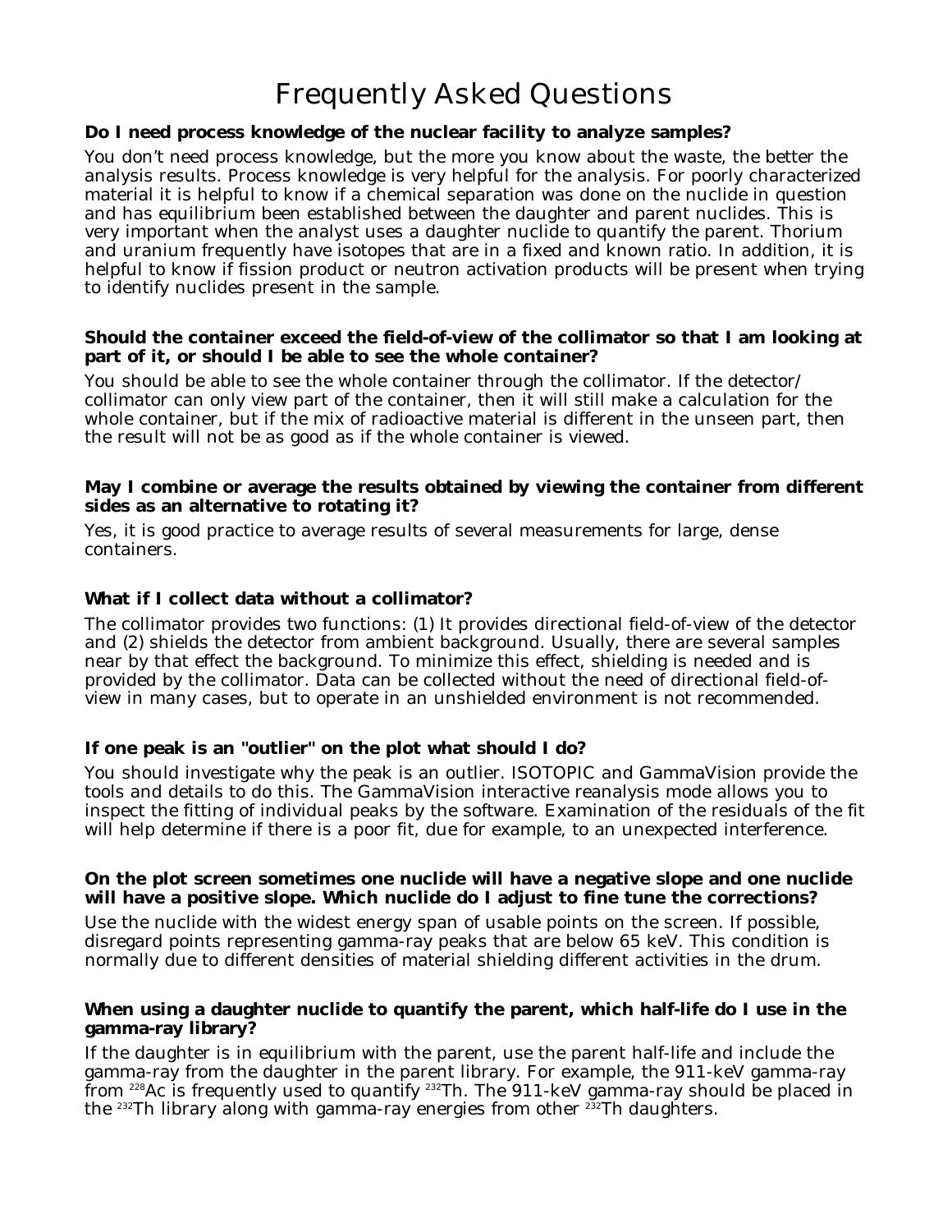# Frequently Asked Questions

**Do I need process knowledge of the nuclear facility to analyze samples?**

You don't need process knowledge, but the more you know about the waste, the better the analysis results. Process knowledge is very helpful for the analysis. For poorly characterized material it is helpful to know if a chemical separation was done on the nuclide in question and has equilibrium been established between the daughter and parent nuclides. This is very important when the analyst uses a daughter nuclide to quantify the parent. Thorium and uranium frequently have isotopes that are in a fixed and known ratio. In addition, it is helpful to know if fission product or neutron activation products will be present when trying to identify nuclides present in the sample.

**Should the container exceed the field-of-view of the collimator so that I am looking at part of it, or should I be able to see the whole container?**

You should be able to see the whole container through the collimator. If the detector/collimator can only view part of the container, then it will still make a calculation for the whole container, but if the mix of radioactive material is different in the unseen part, then the result will not be as good as if the whole container is viewed.

**May I combine or average the results obtained by viewing the container from different sides as an alternative to rotating it?**

Yes, it is good practice to average results of several measurements for large, dense containers.

**What if I collect data without a collimator?**

The collimator provides two functions: (1) It provides directional field-of-view of the detector and (2) shields the detector from ambient background. Usually, there are several samples near by that effect the background. To minimize this effect, shielding is needed and is provided by the collimator. Data can be collected without the need of directional field-of-view in many cases, but to operate in an unshielded environment is not recommended.

**If one peak is an "outlier" on the plot what should I do?**

You should investigate why the peak is an outlier. ISOTOPIC and GammaVision provide the tools and details to do this. The GammaVision interactive reanalysis mode allows you to inspect the fitting of individual peaks by the software. Examination of the residuals of the fit will help determine if there is a poor fit, due for example, to an unexpected interference.

**On the plot screen sometimes one nuclide will have a negative slope and one nuclide will have a positive slope. Which nuclide do I adjust to fine tune the corrections?**

Use the nuclide with the widest energy span of usable points on the screen. If possible, disregard points representing gamma-ray peaks that are below 65 keV. This condition is normally due to different densities of material shielding different activities in the drum.

**When using a daughter nuclide to quantify the parent, which half-life do I use in the gamma-ray library?**

If the daughter is in equilibrium with the parent, use the parent half-life and include the gamma-ray from the daughter in the parent library. For example, the 911-keV gamma-ray from $^{228}$Ac is frequently used to quantify $^{232}$Th. The 911-keV gamma-ray should be placed in the $^{232}$Th library along with gamma-ray energies from other $^{232}$Th daughters.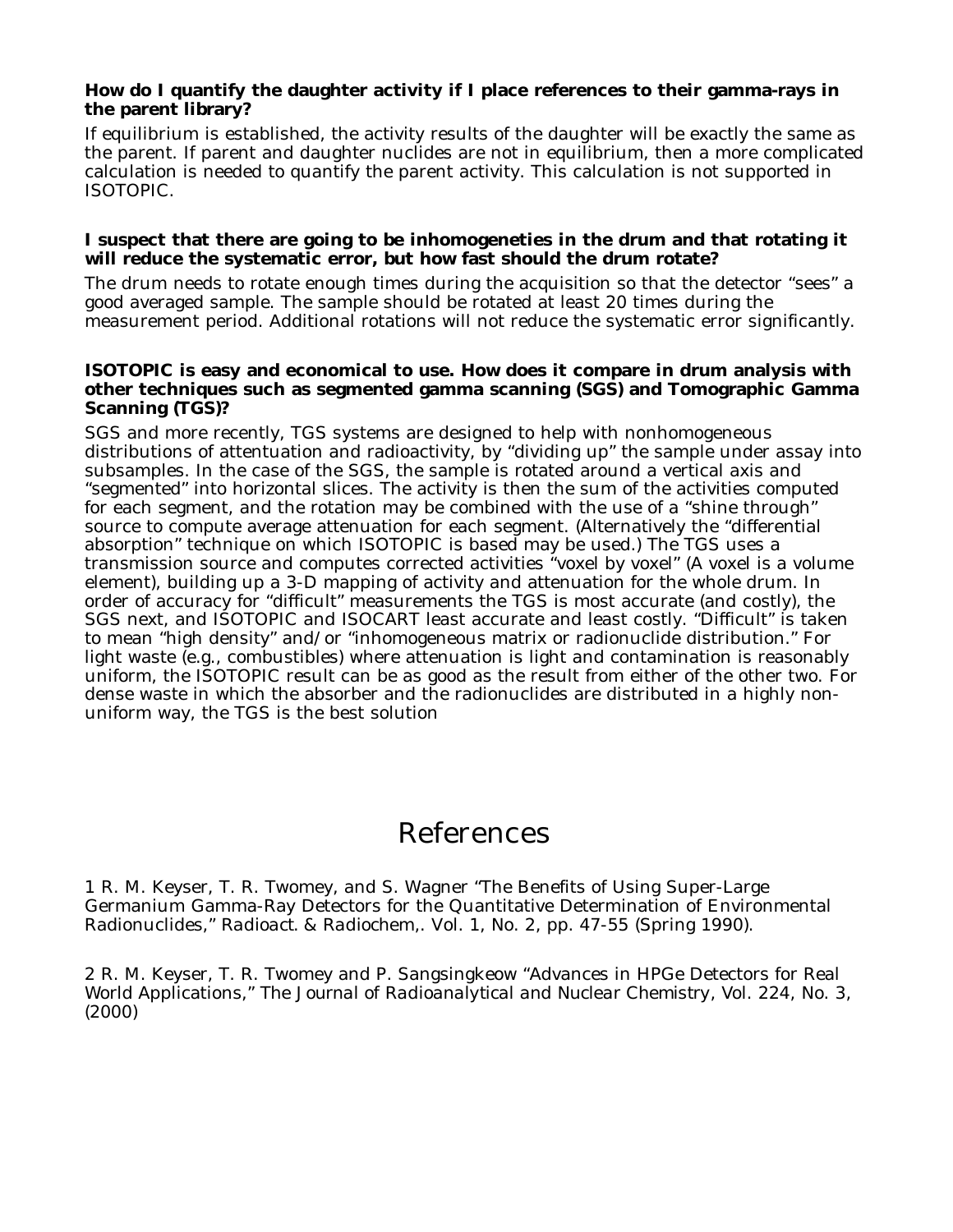**How do I quantify the daughter activity if I place references to their gamma-rays in the parent library?**

If equilibrium is established, the activity results of the daughter will be exactly the same as the parent. If parent and daughter nuclides are not in equilibrium, then a more complicated calculation is needed to quantify the parent activity. This calculation is not supported in ISOTOPIC.

**I suspect that there are going to be inhomogeneties in the drum and that rotating it will reduce the systematic error, but how fast should the drum rotate?**

The drum needs to rotate enough times during the acquisition so that the detector "sees" a good averaged sample. The sample should be rotated at least 20 times during the measurement period. Additional rotations will not reduce the systematic error significantly.

**ISOTOPIC is easy and economical to use. How does it compare in drum analysis with other techniques such as segmented gamma scanning (SGS) and Tomographic Gamma Scanning (TGS)?**

SGS and more recently, TGS systems are designed to help with nonhomogeneous distributions of attentuation and radioactivity, by "dividing up" the sample under assay into subsamples. In the case of the SGS, the sample is rotated around a vertical axis and "segmented" into horizontal slices. The activity is then the sum of the activities computed for each segment, and the rotation may be combined with the use of a "shine through" source to compute average attenuation for each segment. (Alternatively the "differential absorption" technique on which ISOTOPIC is based may be used.) The TGS uses a transmission source and computes corrected activities "voxel by voxel" (A voxel is a volume element), building up a 3-D mapping of activity and attenuation for the whole drum. In order of accuracy for "difficult" measurements the TGS is most accurate (and costly), the SGS next, and ISOTOPIC and ISOCART least accurate and least costly. "Difficult" is taken to mean "high density" and/or "inhomogeneous matrix or radionuclide distribution." For light waste (e.g., combustibles) where attenuation is light and contamination is reasonably uniform, the ISOTOPIC result can be as good as the result from either of the other two. For dense waste in which the absorber and the radionuclides are distributed in a highly non-uniform way, the TGS is the best solution

# References

1 R. M. Keyser, T. R. Twomey, and S. Wagner "The Benefits of Using Super-Large Germanium Gamma-Ray Detectors for the Quantitative Determination of Environmental Radionuclides," Radioact. & Radiochem,. Vol. 1, No. 2, pp. 47-55 (Spring 1990).

2 R. M. Keyser, T. R. Twomey and P. Sangsingkeow "Advances in HPGe Detectors for Real World Applications," The Journal of Radioanalytical and Nuclear Chemistry, Vol. 224, No. 3, (2000)